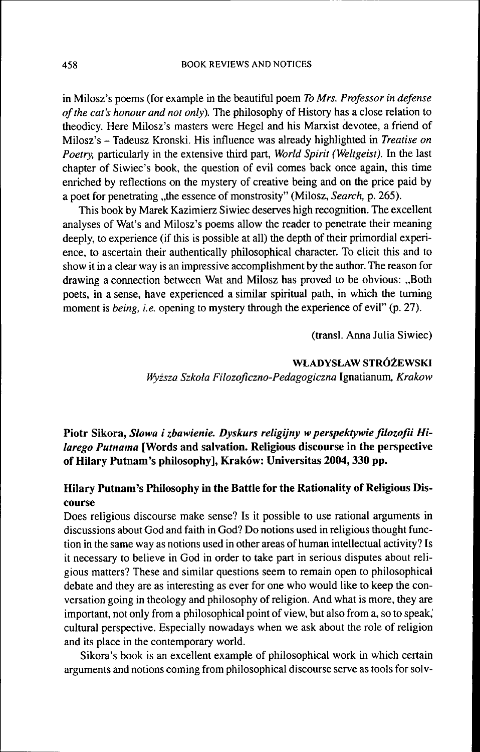in Milosz's poems (for example in the beautiful poem *To Mrs. Professor in defense of the cat's honour and not only*). The philosophy of History has a close relation to theodicy. Here Milosz's masters were Hegel and his Marxist devotee, a friend of Milosz's – Tadeusz Kronski. His influence was already highlighted in *Treatise on Poetry*, particularly in the extensive third part, *World Spirit (Weltgeist)*. In the last chapter of Siwiec's book, the question of evil comes back once again, this time enriched by reflections on the mystery of creative being and on the price paid by a poet for penetrating „the essence of monstrosity" (Milosz, *Search*, p. 265).

This book by Marek Kazimierz Siwiec deserves high recognition. The excellent analyses of Wat's and Milosz's poems allow the reader to penetrate their meaning deeply, to experience (if this is possible at all) the depth of their primordial experience, to ascertain their authentically philosophical character. To elicit this and to show it in a clear way is an impressive accomplishment by the author. The reason for drawing a connection between Wat and Milosz has proved to be obvious: „Both poets, in a sense, have experienced a similar spiritual path, in which the turning moment is *being, i.e.* opening to mystery through the experience of evil" (p. 27).

(transl. Anna Julia Siwiec)

**WŁADYSŁAW STRÓŻEWSKI**
*Wyższa Szkoła Filozoficzno-Pedagogiczna* Ignatianum, *Krakow*

**Piotr Sikora, *Słowa i zbawienie. Dyskurs religijny w perspektywie filozofii Hilarego Putnama* [Words and salvation. Religious discourse in the perspective of Hilary Putnam's philosophy], Kraków: Universitas 2004, 330 pp.**

### Hilary Putnam's Philosophy in the Battle for the Rationality of Religious Discourse

Does religious discourse make sense? Is it possible to use rational arguments in discussions about God and faith in God? Do notions used in religious thought function in the same way as notions used in other areas of human intellectual activity? Is it necessary to believe in God in order to take part in serious disputes about religious matters? These and similar questions seem to remain open to philosophical debate and they are as interesting as ever for one who would like to keep the conversation going in theology and philosophy of religion. And what is more, they are important, not only from a philosophical point of view, but also from a, so to speak, cultural perspective. Especially nowadays when we ask about the role of religion and its place in the contemporary world.

Sikora's book is an excellent example of philosophical work in which certain arguments and notions coming from philosophical discourse serve as tools for solv-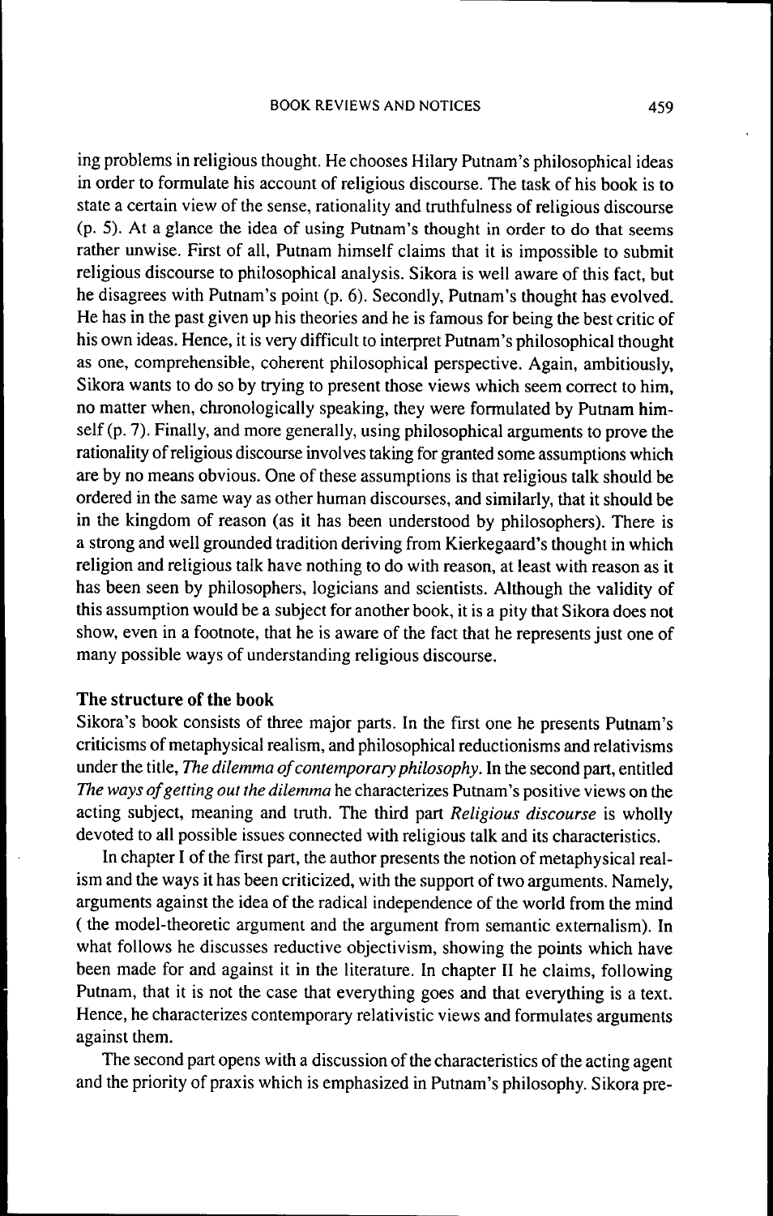ing problems in religious thought. He chooses Hilary Putnam's philosophical ideas in order to formulate his account of religious discourse. The task of his book is to state a certain view of the sense, rationality and truthfulness of religious discourse (p. 5). At a glance the idea of using Putnam's thought in order to do that seems rather unwise. First of all, Putnam himself claims that it is impossible to submit religious discourse to philosophical analysis. Sikora is well aware of this fact, but he disagrees with Putnam's point (p. 6). Secondly, Putnam's thought has evolved. He has in the past given up his theories and he is famous for being the best critic of his own ideas. Hence, it is very difficult to interpret Putnam's philosophical thought as one, comprehensible, coherent philosophical perspective. Again, ambitiously, Sikora wants to do so by trying to present those views which seem correct to him, no matter when, chronologically speaking, they were formulated by Putnam himself (p. 7). Finally, and more generally, using philosophical arguments to prove the rationality of religious discourse involves taking for granted some assumptions which are by no means obvious. One of these assumptions is that religious talk should be ordered in the same way as other human discourses, and similarly, that it should be in the kingdom of reason (as it has been understood by philosophers). There is a strong and well grounded tradition deriving from Kierkegaard's thought in which religion and religious talk have nothing to do with reason, at least with reason as it has been seen by philosophers, logicians and scientists. Although the validity of this assumption would be a subject for another book, it is a pity that Sikora does not show, even in a footnote, that he is aware of the fact that he represents just one of many possible ways of understanding religious discourse.

### The structure of the book

Sikora's book consists of three major parts. In the first one he presents Putnam's criticisms of metaphysical realism, and philosophical reductionisms and relativisms under the title, *The dilemma of contemporary philosophy*. In the second part, entitled *The ways of getting out the dilemma* he characterizes Putnam's positive views on the acting subject, meaning and truth. The third part *Religious discourse* is wholly devoted to all possible issues connected with religious talk and its characteristics.

In chapter I of the first part, the author presents the notion of metaphysical realism and the ways it has been criticized, with the support of two arguments. Namely, arguments against the idea of the radical independence of the world from the mind ( the model-theoretic argument and the argument from semantic externalism). In what follows he discusses reductive objectivism, showing the points which have been made for and against it in the literature. In chapter II he claims, following Putnam, that it is not the case that everything goes and that everything is a text. Hence, he characterizes contemporary relativistic views and formulates arguments against them.

The second part opens with a discussion of the characteristics of the acting agent and the priority of praxis which is emphasized in Putnam's philosophy. Sikora pre-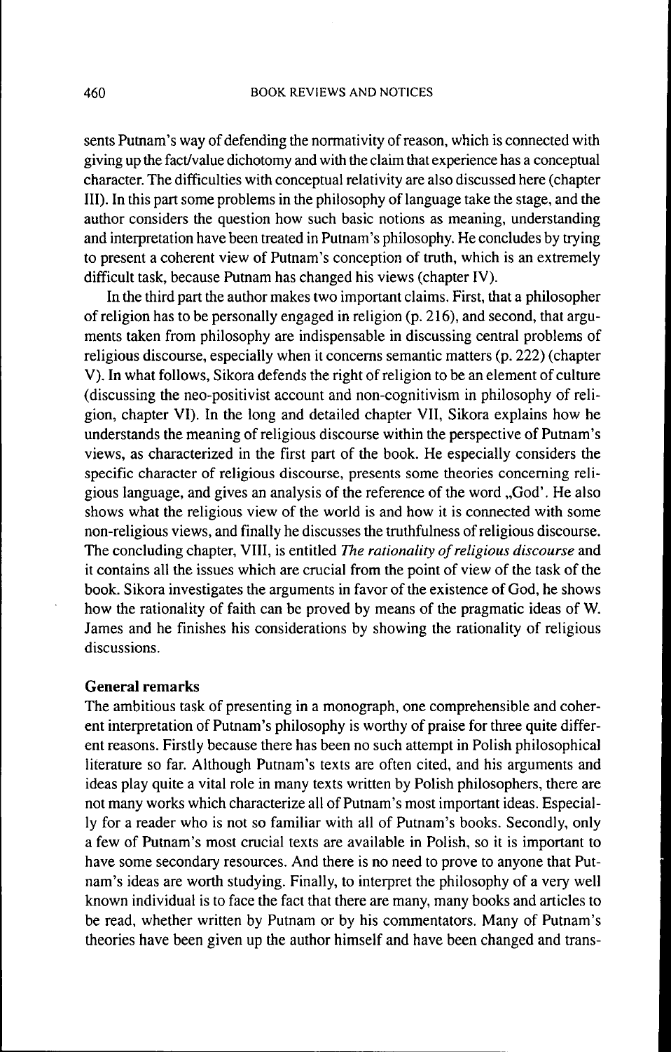sents Putnam's way of defending the normativity of reason, which is connected with giving up the fact/value dichotomy and with the claim that experience has a conceptual character. The difficulties with conceptual relativity are also discussed here (chapter III). In this part some problems in the philosophy of language take the stage, and the author considers the question how such basic notions as meaning, understanding and interpretation have been treated in Putnam's philosophy. He concludes by trying to present a coherent view of Putnam's conception of truth, which is an extremely difficult task, because Putnam has changed his views (chapter IV).

In the third part the author makes two important claims. First, that a philosopher of religion has to be personally engaged in religion (p. 216), and second, that arguments taken from philosophy are indispensable in discussing central problems of religious discourse, especially when it concerns semantic matters (p. 222) (chapter V). In what follows, Sikora defends the right of religion to be an element of culture (discussing the neo-positivist account and non-cognitivism in philosophy of religion, chapter VI). In the long and detailed chapter VII, Sikora explains how he understands the meaning of religious discourse within the perspective of Putnam's views, as characterized in the first part of the book. He especially considers the specific character of religious discourse, presents some theories concerning religious language, and gives an analysis of the reference of the word „God'. He also shows what the religious view of the world is and how it is connected with some non-religious views, and finally he discusses the truthfulness of religious discourse. The concluding chapter, VIII, is entitled *The rationality of religious discourse* and it contains all the issues which are crucial from the point of view of the task of the book. Sikora investigates the arguments in favor of the existence of God, he shows how the rationality of faith can be proved by means of the pragmatic ideas of W. James and he finishes his considerations by showing the rationality of religious discussions.

**General remarks**

The ambitious task of presenting in a monograph, one comprehensible and coherent interpretation of Putnam's philosophy is worthy of praise for three quite different reasons. Firstly because there has been no such attempt in Polish philosophical literature so far. Although Putnam's texts are often cited, and his arguments and ideas play quite a vital role in many texts written by Polish philosophers, there are not many works which characterize all of Putnam's most important ideas. Especially for a reader who is not so familiar with all of Putnam's books. Secondly, only a few of Putnam's most crucial texts are available in Polish, so it is important to have some secondary resources. And there is no need to prove to anyone that Putnam's ideas are worth studying. Finally, to interpret the philosophy of a very well known individual is to face the fact that there are many, many books and articles to be read, whether written by Putnam or by his commentators. Many of Putnam's theories have been given up the author himself and have been changed and trans-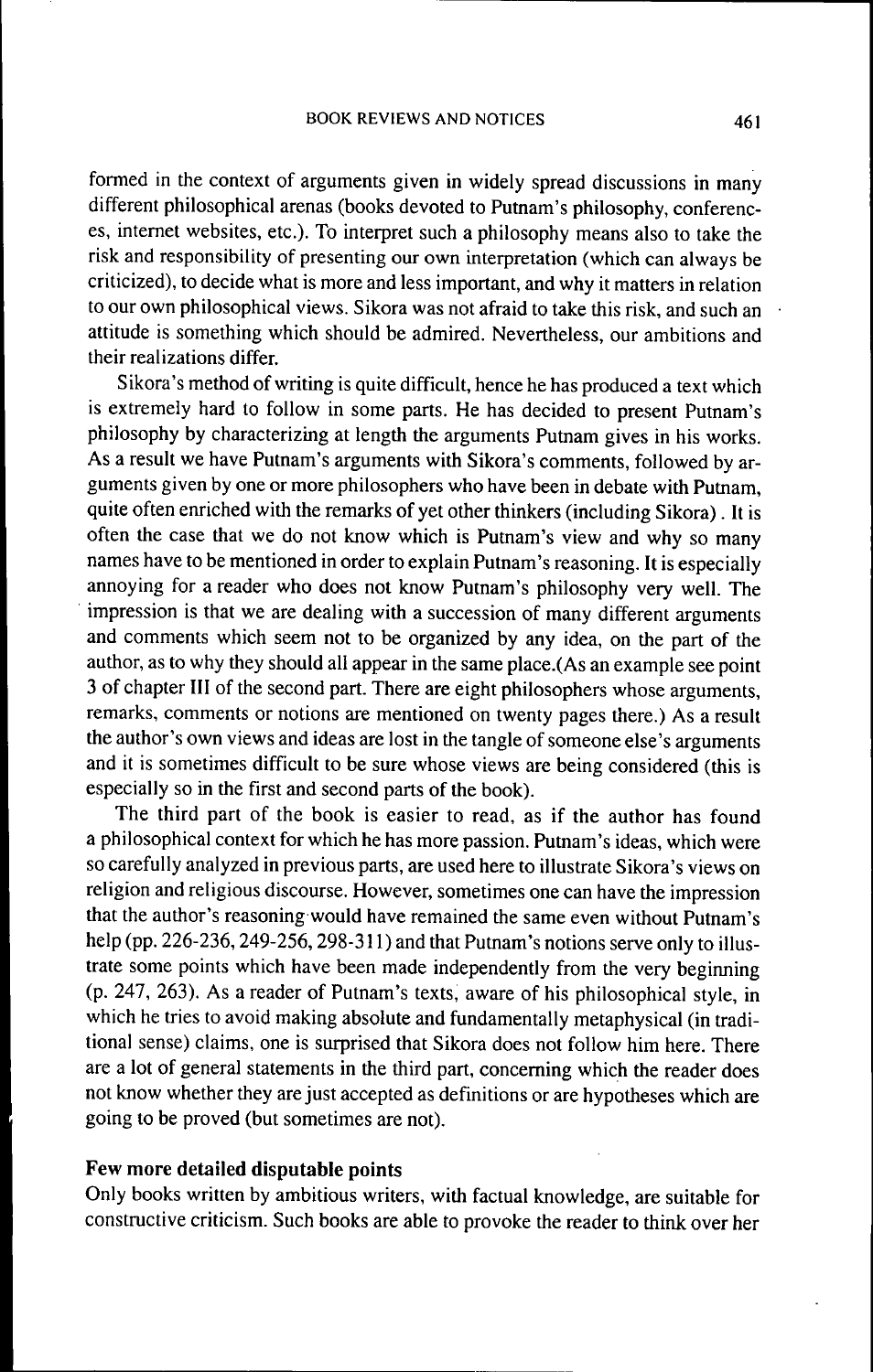formed in the context of arguments given in widely spread discussions in many different philosophical arenas (books devoted to Putnam's philosophy, conferences, internet websites, etc.). To interpret such a philosophy means also to take the risk and responsibility of presenting our own interpretation (which can always be criticized), to decide what is more and less important, and why it matters in relation to our own philosophical views. Sikora was not afraid to take this risk, and such an attitude is something which should be admired. Nevertheless, our ambitions and their realizations differ.

Sikora's method of writing is quite difficult, hence he has produced a text which is extremely hard to follow in some parts. He has decided to present Putnam's philosophy by characterizing at length the arguments Putnam gives in his works. As a result we have Putnam's arguments with Sikora's comments, followed by arguments given by one or more philosophers who have been in debate with Putnam, quite often enriched with the remarks of yet other thinkers (including Sikora) . It is often the case that we do not know which is Putnam's view and why so many names have to be mentioned in order to explain Putnam's reasoning. It is especially annoying for a reader who does not know Putnam's philosophy very well. The impression is that we are dealing with a succession of many different arguments and comments which seem not to be organized by any idea, on the part of the author, as to why they should all appear in the same place.(As an example see point 3 of chapter III of the second part. There are eight philosophers whose arguments, remarks, comments or notions are mentioned on twenty pages there.) As a result the author's own views and ideas are lost in the tangle of someone else's arguments and it is sometimes difficult to be sure whose views are being considered (this is especially so in the first and second parts of the book).

The third part of the book is easier to read, as if the author has found a philosophical context for which he has more passion. Putnam's ideas, which were so carefully analyzed in previous parts, are used here to illustrate Sikora's views on religion and religious discourse. However, sometimes one can have the impression that the author's reasoning would have remained the same even without Putnam's help (pp. 226-236, 249-256, 298-311) and that Putnam's notions serve only to illustrate some points which have been made independently from the very beginning (p. 247, 263). As a reader of Putnam's texts, aware of his philosophical style, in which he tries to avoid making absolute and fundamentally metaphysical (in traditional sense) claims, one is surprised that Sikora does not follow him here. There are a lot of general statements in the third part, concerning which the reader does not know whether they are just accepted as definitions or are hypotheses which are going to be proved (but sometimes are not).

### Few more detailed disputable points

Only books written by ambitious writers, with factual knowledge, are suitable for constructive criticism. Such books are able to provoke the reader to think over her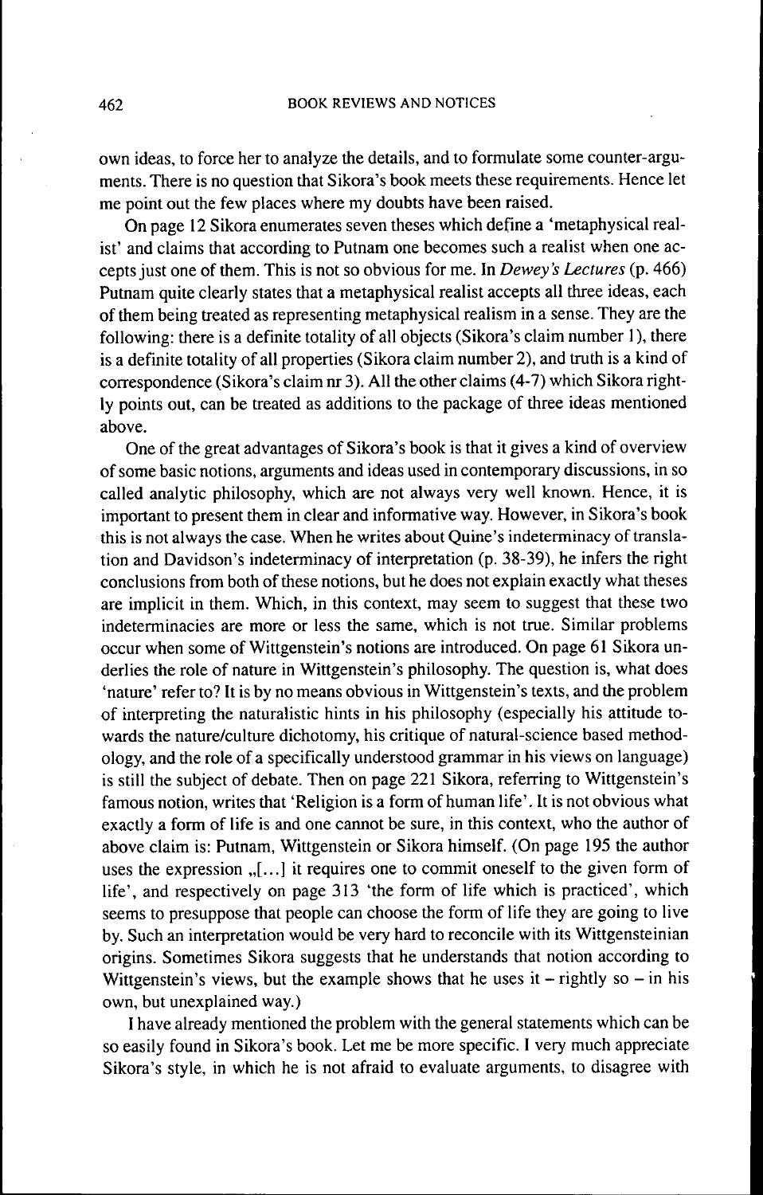own ideas, to force her to analyze the details, and to formulate some counter-arguments. There is no question that Sikora's book meets these requirements. Hence let me point out the few places where my doubts have been raised.

On page 12 Sikora enumerates seven theses which define a 'metaphysical realist' and claims that according to Putnam one becomes such a realist when one accepts just one of them. This is not so obvious for me. In *Dewey's Lectures* (p. 466) Putnam quite clearly states that a metaphysical realist accepts all three ideas, each of them being treated as representing metaphysical realism in a sense. They are the following: there is a definite totality of all objects (Sikora's claim number 1), there is a definite totality of all properties (Sikora claim number 2), and truth is a kind of correspondence (Sikora's claim nr 3). All the other claims (4-7) which Sikora rightly points out, can be treated as additions to the package of three ideas mentioned above.

One of the great advantages of Sikora's book is that it gives a kind of overview of some basic notions, arguments and ideas used in contemporary discussions, in so called analytic philosophy, which are not always very well known. Hence, it is important to present them in clear and informative way. However, in Sikora's book this is not always the case. When he writes about Quine's indeterminacy of translation and Davidson's indeterminacy of interpretation (p. 38-39), he infers the right conclusions from both of these notions, but he does not explain exactly what theses are implicit in them. Which, in this context, may seem to suggest that these two indeterminacies are more or less the same, which is not true. Similar problems occur when some of Wittgenstein's notions are introduced. On page 61 Sikora underlies the role of nature in Wittgenstein's philosophy. The question is, what does 'nature' refer to? It is by no means obvious in Wittgenstein's texts, and the problem of interpreting the naturalistic hints in his philosophy (especially his attitude towards the nature/culture dichotomy, his critique of natural-science based methodology, and the role of a specifically understood grammar in his views on language) is still the subject of debate. Then on page 221 Sikora, referring to Wittgenstein's famous notion, writes that 'Religion is a form of human life'. It is not obvious what exactly a form of life is and one cannot be sure, in this context, who the author of above claim is: Putnam, Wittgenstein or Sikora himself. (On page 195 the author uses the expression „[...] it requires one to commit oneself to the given form of life', and respectively on page 313 'the form of life which is practiced', which seems to presuppose that people can choose the form of life they are going to live by. Such an interpretation would be very hard to reconcile with its Wittgensteinian origins. Sometimes Sikora suggests that he understands that notion according to Wittgenstein's views, but the example shows that he uses it – rightly so – in his own, but unexplained way.)

I have already mentioned the problem with the general statements which can be so easily found in Sikora's book. Let me be more specific. I very much appreciate Sikora's style, in which he is not afraid to evaluate arguments, to disagree with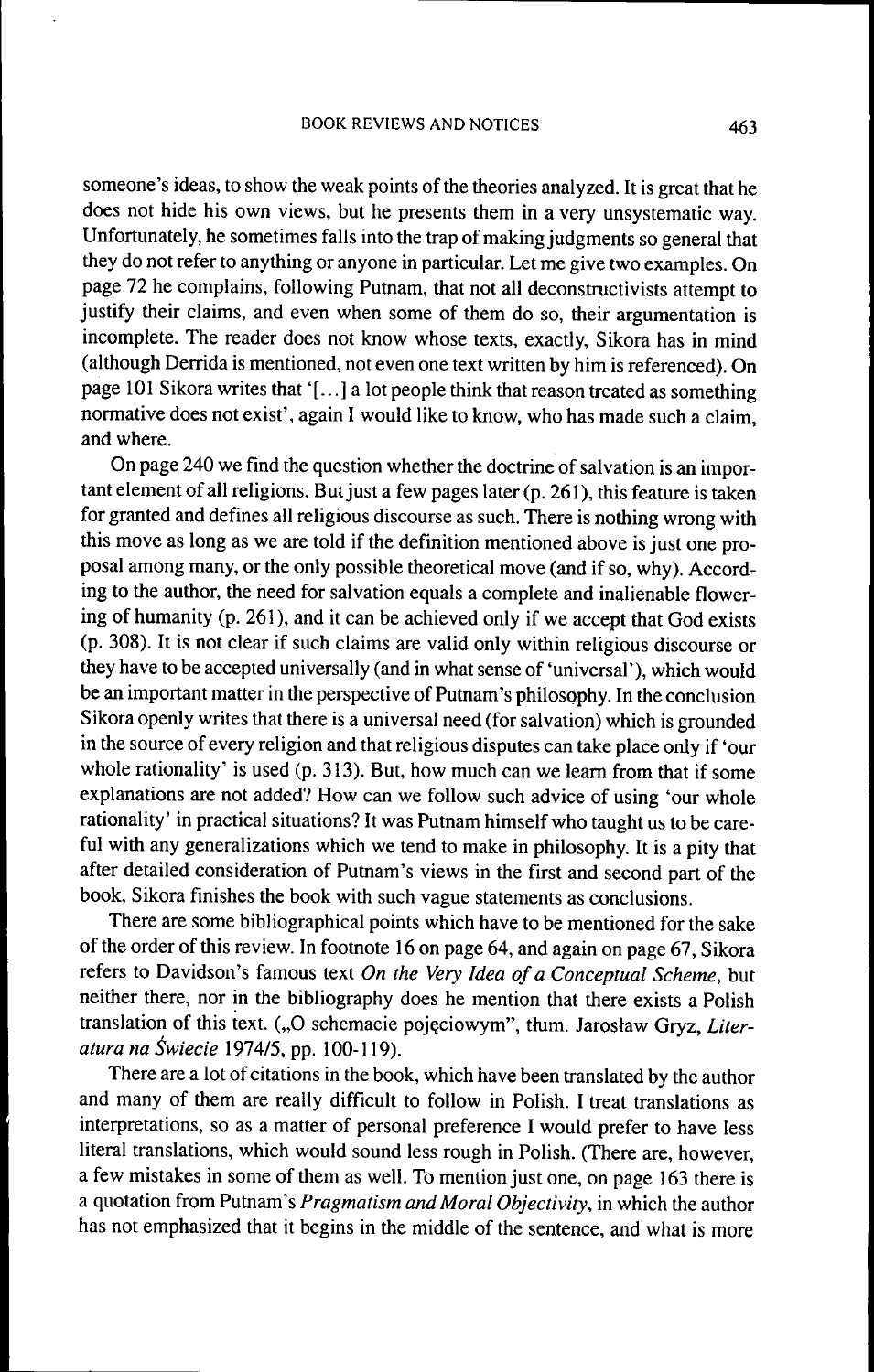someone's ideas, to show the weak points of the theories analyzed. It is great that he does not hide his own views, but he presents them in a very unsystematic way. Unfortunately, he sometimes falls into the trap of making judgments so general that they do not refer to anything or anyone in particular. Let me give two examples. On page 72 he complains, following Putnam, that not all deconstructivists attempt to justify their claims, and even when some of them do so, their argumentation is incomplete. The reader does not know whose texts, exactly, Sikora has in mind (although Derrida is mentioned, not even one text written by him is referenced). On page 101 Sikora writes that '[...] a lot people think that reason treated as something normative does not exist', again I would like to know, who has made such a claim, and where.

On page 240 we find the question whether the doctrine of salvation is an important element of all religions. But just a few pages later (p. 261), this feature is taken for granted and defines all religious discourse as such. There is nothing wrong with this move as long as we are told if the definition mentioned above is just one proposal among many, or the only possible theoretical move (and if so, why). According to the author, the need for salvation equals a complete and inalienable flowering of humanity (p. 261), and it can be achieved only if we accept that God exists (p. 308). It is not clear if such claims are valid only within religious discourse or they have to be accepted universally (and in what sense of 'universal'), which would be an important matter in the perspective of Putnam's philosophy. In the conclusion Sikora openly writes that there is a universal need (for salvation) which is grounded in the source of every religion and that religious disputes can take place only if 'our whole rationality' is used (p. 313). But, how much can we learn from that if some explanations are not added? How can we follow such advice of using 'our whole rationality' in practical situations? It was Putnam himself who taught us to be careful with any generalizations which we tend to make in philosophy. It is a pity that after detailed consideration of Putnam's views in the first and second part of the book, Sikora finishes the book with such vague statements as conclusions.

There are some bibliographical points which have to be mentioned for the sake of the order of this review. In footnote 16 on page 64, and again on page 67, Sikora refers to Davidson's famous text *On the Very Idea of a Conceptual Scheme*, but neither there, nor in the bibliography does he mention that there exists a Polish translation of this text. („O schemacie pojęciowym", tłum. Jarosław Gryz, *Literatura na Świecie* 1974/5, pp. 100-119).

There are a lot of citations in the book, which have been translated by the author and many of them are really difficult to follow in Polish. I treat translations as interpretations, so as a matter of personal preference I would prefer to have less literal translations, which would sound less rough in Polish. (There are, however, a few mistakes in some of them as well. To mention just one, on page 163 there is a quotation from Putnam's *Pragmatism and Moral Objectivity*, in which the author has not emphasized that it begins in the middle of the sentence, and what is more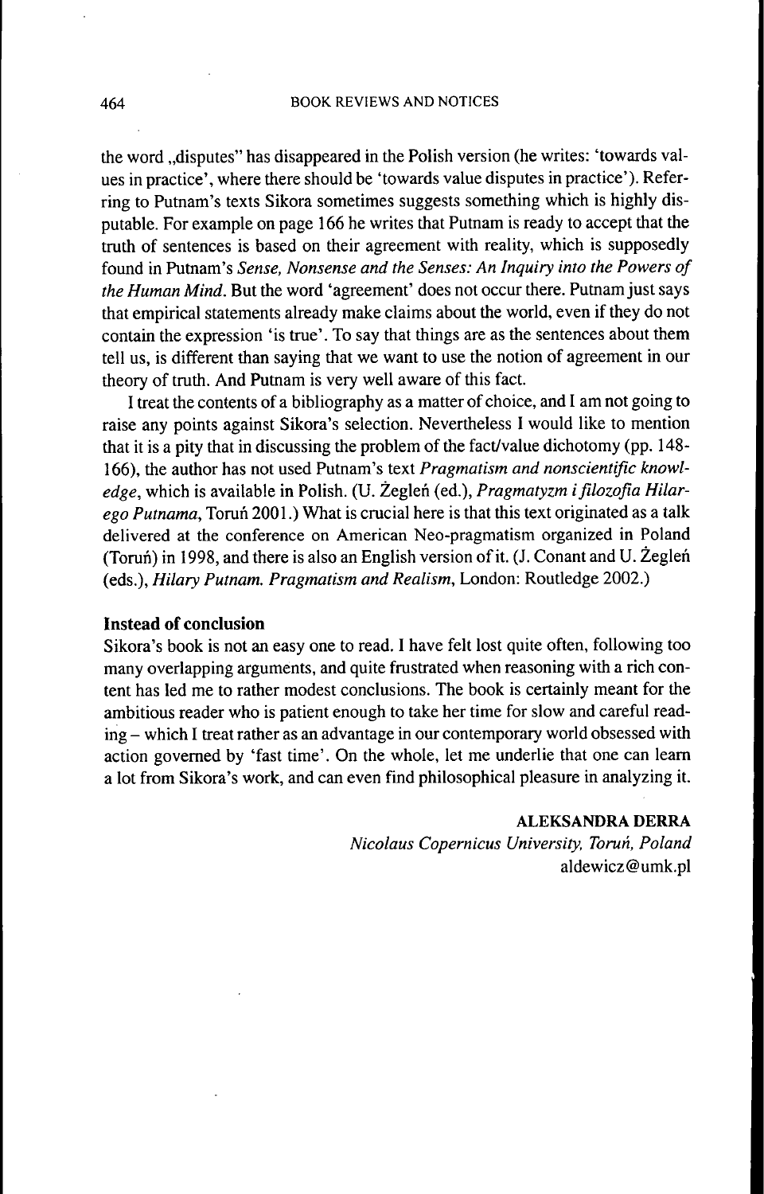the word „disputes" has disappeared in the Polish version (he writes: 'towards values in practice', where there should be 'towards value disputes in practice'). Referring to Putnam's texts Sikora sometimes suggests something which is highly disputable. For example on page 166 he writes that Putnam is ready to accept that the truth of sentences is based on their agreement with reality, which is supposedly found in Putnam's *Sense, Nonsense and the Senses: An Inquiry into the Powers of the Human Mind*. But the word 'agreement' does not occur there. Putnam just says that empirical statements already make claims about the world, even if they do not contain the expression 'is true'. To say that things are as the sentences about them tell us, is different than saying that we want to use the notion of agreement in our theory of truth. And Putnam is very well aware of this fact.

I treat the contents of a bibliography as a matter of choice, and I am not going to raise any points against Sikora's selection. Nevertheless I would like to mention that it is a pity that in discussing the problem of the fact/value dichotomy (pp. 148-166), the author has not used Putnam's text *Pragmatism and nonscientific knowledge*, which is available in Polish. (U. Żegleń (ed.), *Pragmatyzm i filozofia Hilarego Putnama*, Toruń 2001.) What is crucial here is that this text originated as a talk delivered at the conference on American Neo-pragmatism organized in Poland (Toruń) in 1998, and there is also an English version of it. (J. Conant and U. Żegleń (eds.), *Hilary Putnam. Pragmatism and Realism*, London: Routledge 2002.)

**Instead of conclusion**

Sikora's book is not an easy one to read. I have felt lost quite often, following too many overlapping arguments, and quite frustrated when reasoning with a rich content has led me to rather modest conclusions. The book is certainly meant for the ambitious reader who is patient enough to take her time for slow and careful reading – which I treat rather as an advantage in our contemporary world obsessed with action governed by 'fast time'. On the whole, let me underlie that one can learn a lot from Sikora's work, and can even find philosophical pleasure in analyzing it.

**ALEKSANDRA DERRA**
*Nicolaus Copernicus University, Toruń, Poland*
aldewicz@umk.pl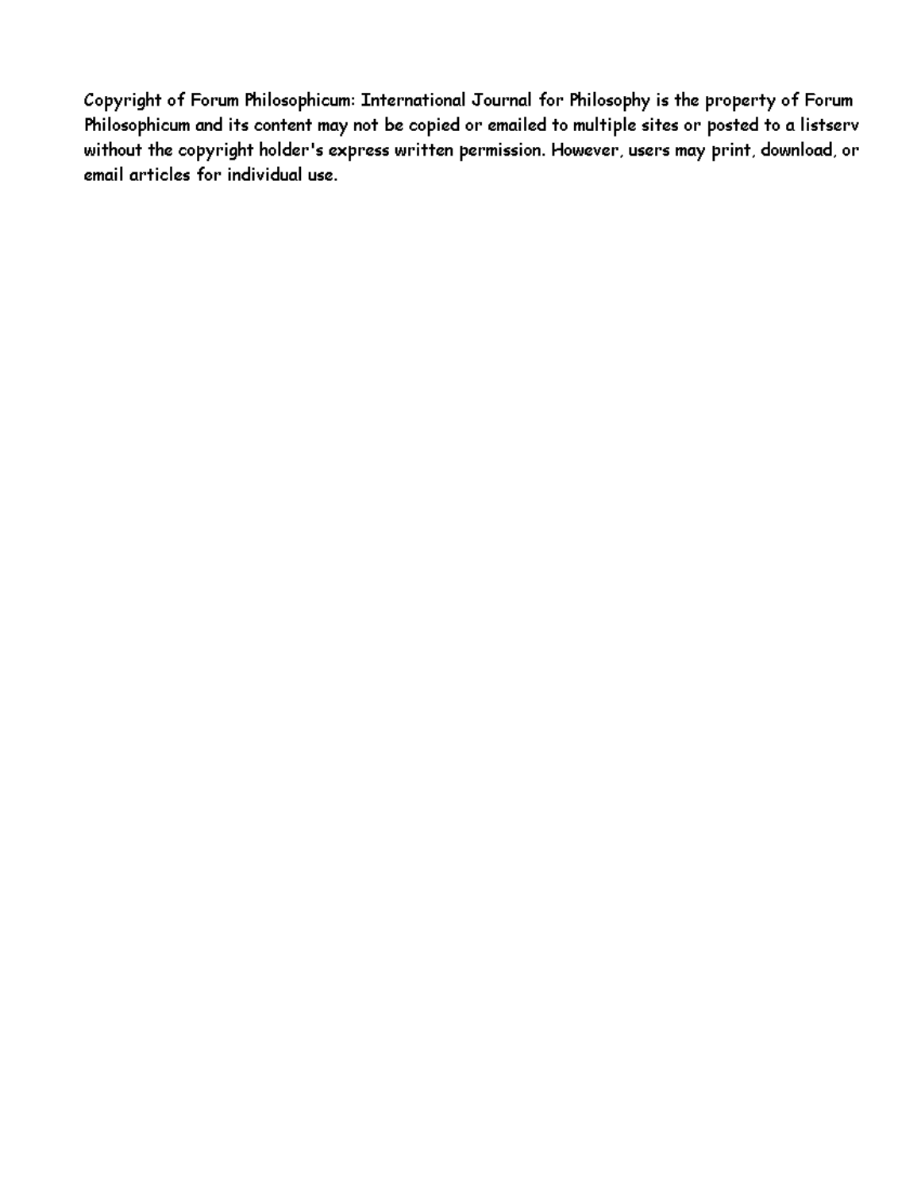Copyright of Forum Philosophicum: International Journal for Philosophy is the property of Forum Philosophicum and its content may not be copied or emailed to multiple sites or posted to a listserv without the copyright holder's express written permission. However, users may print, download, or email articles for individual use.